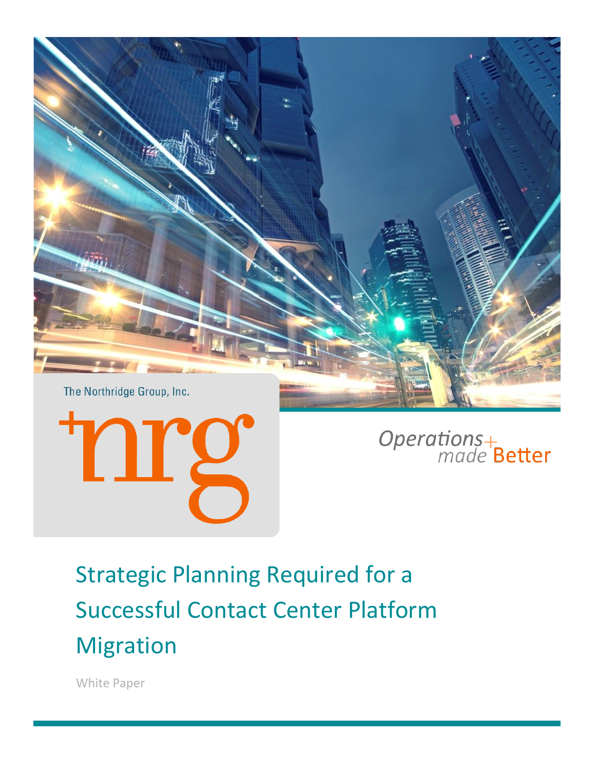The Northridge Group, Inc.

nrg

*Operations made* Better

# Strategic Planning Required for a Successful Contact Center Platform Migration

White Paper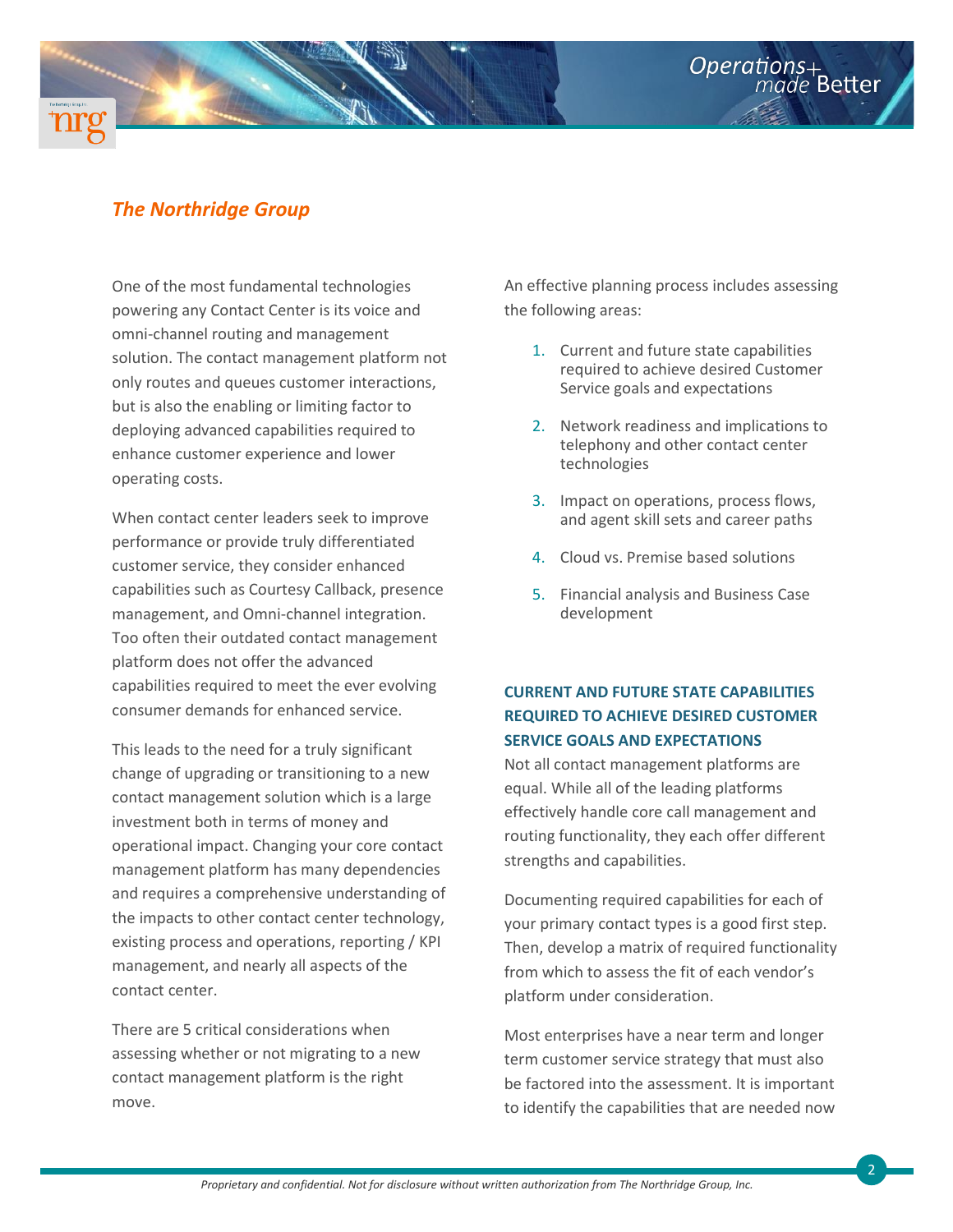## *The Northridge Group*

One of the most fundamental technologies powering any Contact Center is its voice and omni-channel routing and management solution. The contact management platform not only routes and queues customer interactions, but is also the enabling or limiting factor to deploying advanced capabilities required to enhance customer experience and lower operating costs.

When contact center leaders seek to improve performance or provide truly differentiated customer service, they consider enhanced capabilities such as Courtesy Callback, presence management, and Omni-channel integration. Too often their outdated contact management platform does not offer the advanced capabilities required to meet the ever evolving consumer demands for enhanced service.

This leads to the need for a truly significant change of upgrading or transitioning to a new contact management solution which is a large investment both in terms of money and operational impact. Changing your core contact management platform has many dependencies and requires a comprehensive understanding of the impacts to other contact center technology, existing process and operations, reporting / KPI management, and nearly all aspects of the contact center.

There are 5 critical considerations when assessing whether or not migrating to a new contact management platform is the right move.

An effective planning process includes assessing the following areas:

1. Current and future state capabilities required to achieve desired Customer Service goals and expectations
2. Network readiness and implications to telephony and other contact center technologies
3. Impact on operations, process flows, and agent skill sets and career paths
4. Cloud vs. Premise based solutions
5. Financial analysis and Business Case development

### CURRENT AND FUTURE STATE CAPABILITIES REQUIRED TO ACHIEVE DESIRED CUSTOMER SERVICE GOALS AND EXPECTATIONS

Not all contact management platforms are equal. While all of the leading platforms effectively handle core call management and routing functionality, they each offer different strengths and capabilities.

Documenting required capabilities for each of your primary contact types is a good first step. Then, develop a matrix of required functionality from which to assess the fit of each vendor's platform under consideration.

Most enterprises have a near term and longer term customer service strategy that must also be factored into the assessment. It is important to identify the capabilities that are needed now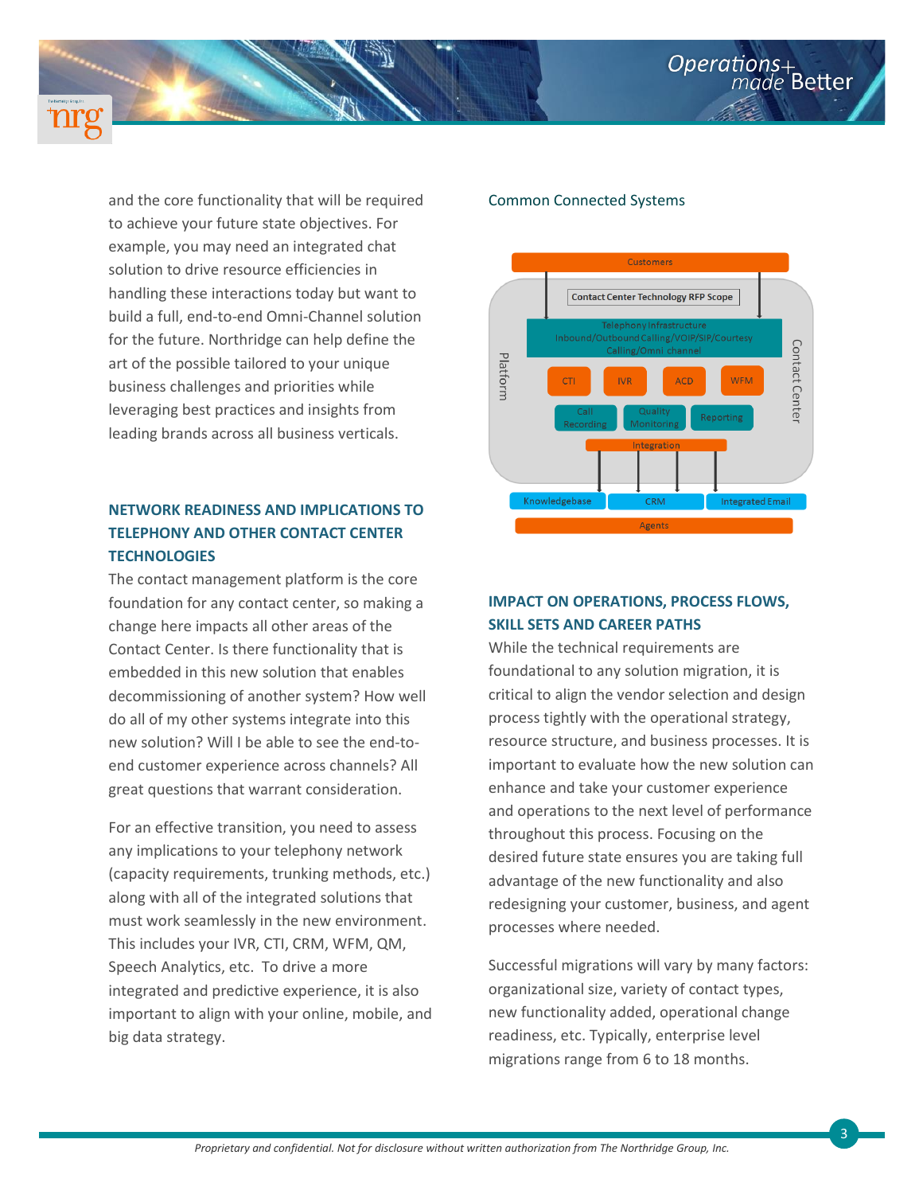and the core functionality that will be required to achieve your future state objectives. For example, you may need an integrated chat solution to drive resource efficiencies in handling these interactions today but want to build a full, end-to-end Omni-Channel solution for the future. Northridge can help define the art of the possible tailored to your unique business challenges and priorities while leveraging best practices and insights from leading brands across all business verticals.

### NETWORK READINESS AND IMPLICATIONS TO TELEPHONY AND OTHER CONTACT CENTER TECHNOLOGIES

The contact management platform is the core foundation for any contact center, so making a change here impacts all other areas of the Contact Center. Is there functionality that is embedded in this new solution that enables decommissioning of another system? How well do all of my other systems integrate into this new solution? Will I be able to see the end-to-end customer experience across channels? All great questions that warrant consideration.

For an effective transition, you need to assess any implications to your telephony network (capacity requirements, trunking methods, etc.) along with all of the integrated solutions that must work seamlessly in the new environment. This includes your IVR, CTI, CRM, WFM, QM, Speech Analytics, etc. To drive a more integrated and predictive experience, it is also important to align with your online, mobile, and big data strategy.

Common Connected Systems

Customers

Contact Center Technology RFP Scope

Platform

Contact Center

Telephony Infrastructure
Inbound/Outbound Calling/VOIP/SIP/Courtesy Calling/Omni channel

CTI | IVR | ACD | WFM

Call Recording | Quality Monitoring | Reporting

Integration

Knowledgebase | CRM | Integrated Email

Agents

### IMPACT ON OPERATIONS, PROCESS FLOWS, SKILL SETS AND CAREER PATHS

While the technical requirements are foundational to any solution migration, it is critical to align the vendor selection and design process tightly with the operational strategy, resource structure, and business processes. It is important to evaluate how the new solution can enhance and take your customer experience and operations to the next level of performance throughout this process. Focusing on the desired future state ensures you are taking full advantage of the new functionality and also redesigning your customer, business, and agent processes where needed.

Successful migrations will vary by many factors: organizational size, variety of contact types, new functionality added, operational change readiness, etc. Typically, enterprise level migrations range from 6 to 18 months.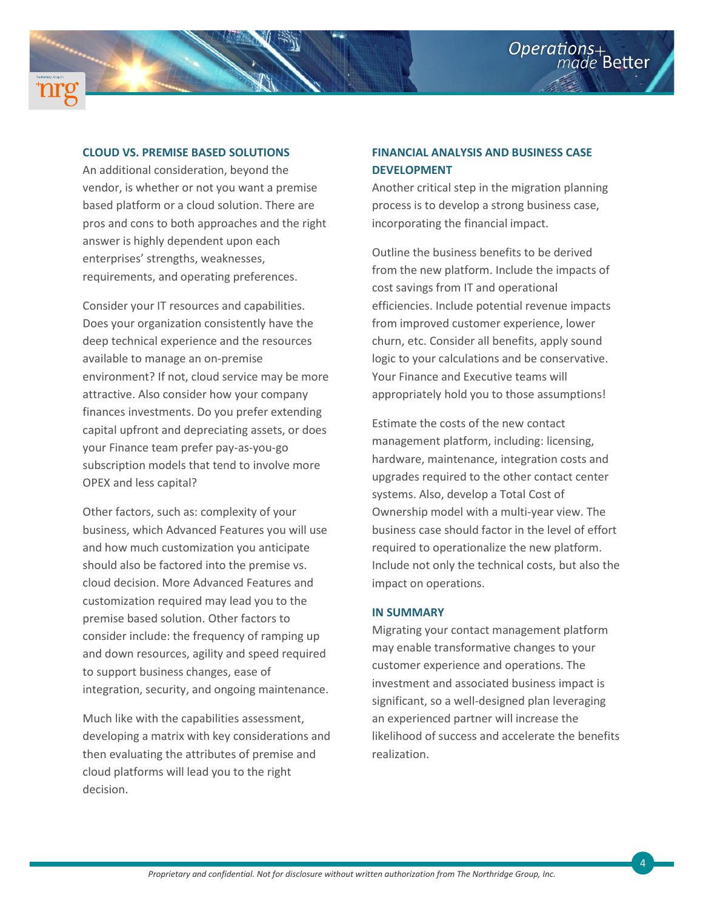## CLOUD VS. PREMISE BASED SOLUTIONS

An additional consideration, beyond the vendor, is whether or not you want a premise based platform or a cloud solution. There are pros and cons to both approaches and the right answer is highly dependent upon each enterprises' strengths, weaknesses, requirements, and operating preferences.

Consider your IT resources and capabilities. Does your organization consistently have the deep technical experience and the resources available to manage an on-premise environment? If not, cloud service may be more attractive. Also consider how your company finances investments. Do you prefer extending capital upfront and depreciating assets, or does your Finance team prefer pay-as-you-go subscription models that tend to involve more OPEX and less capital?

Other factors, such as: complexity of your business, which Advanced Features you will use and how much customization you anticipate should also be factored into the premise vs. cloud decision. More Advanced Features and customization required may lead you to the premise based solution. Other factors to consider include: the frequency of ramping up and down resources, agility and speed required to support business changes, ease of integration, security, and ongoing maintenance.

Much like with the capabilities assessment, developing a matrix with key considerations and then evaluating the attributes of premise and cloud platforms will lead you to the right decision.

## FINANCIAL ANALYSIS AND BUSINESS CASE DEVELOPMENT

Another critical step in the migration planning process is to develop a strong business case, incorporating the financial impact.

Outline the business benefits to be derived from the new platform. Include the impacts of cost savings from IT and operational efficiencies. Include potential revenue impacts from improved customer experience, lower churn, etc. Consider all benefits, apply sound logic to your calculations and be conservative. Your Finance and Executive teams will appropriately hold you to those assumptions!

Estimate the costs of the new contact management platform, including: licensing, hardware, maintenance, integration costs and upgrades required to the other contact center systems. Also, develop a Total Cost of Ownership model with a multi-year view. The business case should factor in the level of effort required to operationalize the new platform. Include not only the technical costs, but also the impact on operations.

## IN SUMMARY

Migrating your contact management platform may enable transformative changes to your customer experience and operations. The investment and associated business impact is significant, so a well-designed plan leveraging an experienced partner will increase the likelihood of success and accelerate the benefits realization.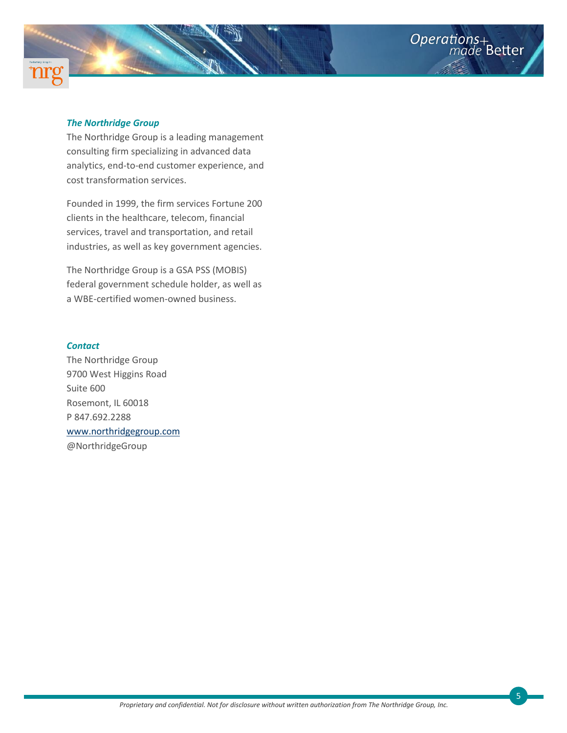### *The Northridge Group*

The Northridge Group is a leading management consulting firm specializing in advanced data analytics, end-to-end customer experience, and cost transformation services.

Founded in 1999, the firm services Fortune 200 clients in the healthcare, telecom, financial services, travel and transportation, and retail industries, as well as key government agencies.

The Northridge Group is a GSA PSS (MOBIS) federal government schedule holder, as well as a WBE-certified women-owned business.

### *Contact*

The Northridge Group
9700 West Higgins Road
Suite 600
Rosemont, IL 60018
P 847.692.2288
www.northridgegroup.com
@NorthridgeGroup